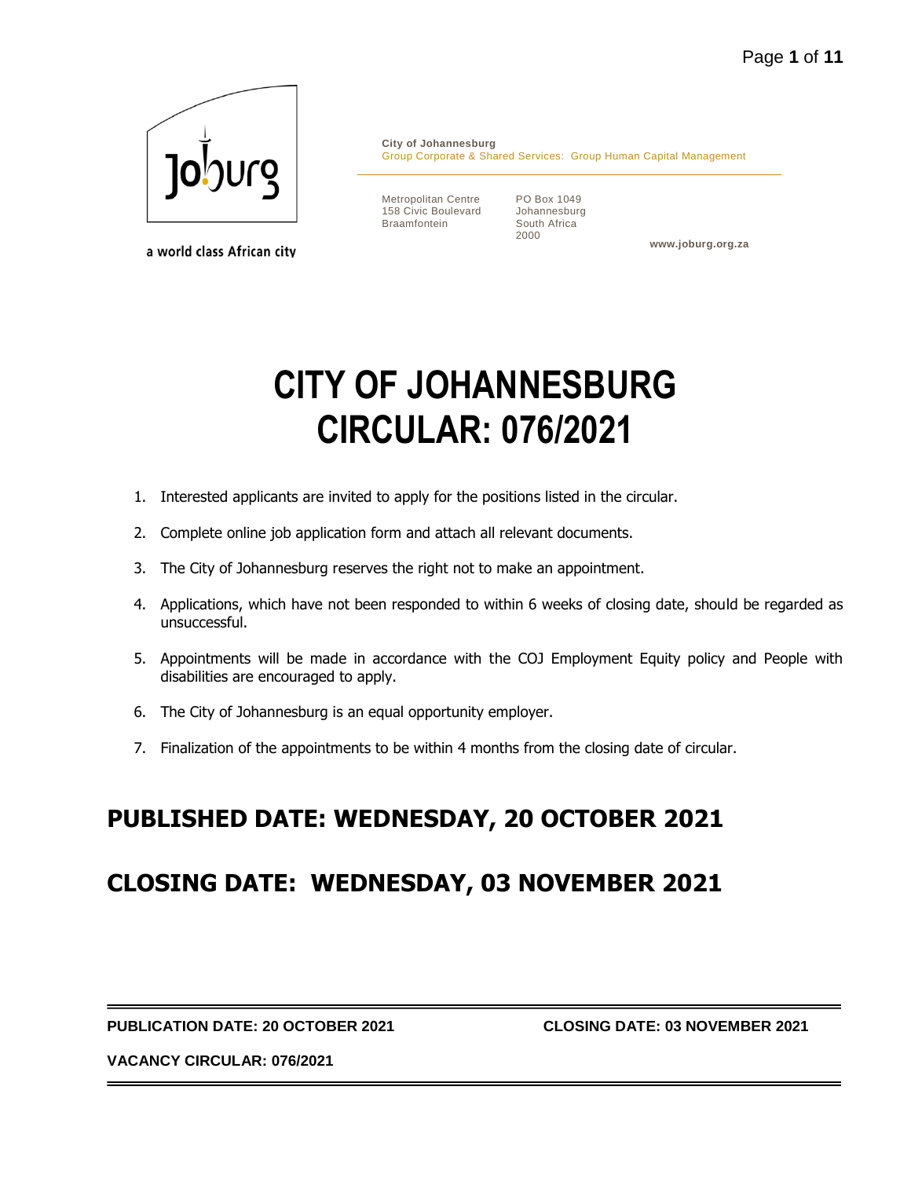a world class African city

**City of Johannesburg**
Group Corporate & Shared Services: Group Human Capital Management

Metropolitan Centre
158 Civic Boulevard
Braamfontein

PO Box 1049
Johannesburg
South Africa
2000

**www.joburg.org.za**

# CITY OF JOHANNESBURG
# CIRCULAR: 076/2021

1. Interested applicants are invited to apply for the positions listed in the circular.
2. Complete online job application form and attach all relevant documents.
3. The City of Johannesburg reserves the right not to make an appointment.
4. Applications, which have not been responded to within 6 weeks of closing date, should be regarded as unsuccessful.
5. Appointments will be made in accordance with the COJ Employment Equity policy and People with disabilities are encouraged to apply.
6. The City of Johannesburg is an equal opportunity employer.
7. Finalization of the appointments to be within 4 months from the closing date of circular.

## PUBLISHED DATE: WEDNESDAY, 20 OCTOBER 2021

## CLOSING DATE: WEDNESDAY, 03 NOVEMBER 2021

**PUBLICATION DATE: 20 OCTOBER 2021** **CLOSING DATE: 03 NOVEMBER 2021**

**VACANCY CIRCULAR: 076/2021**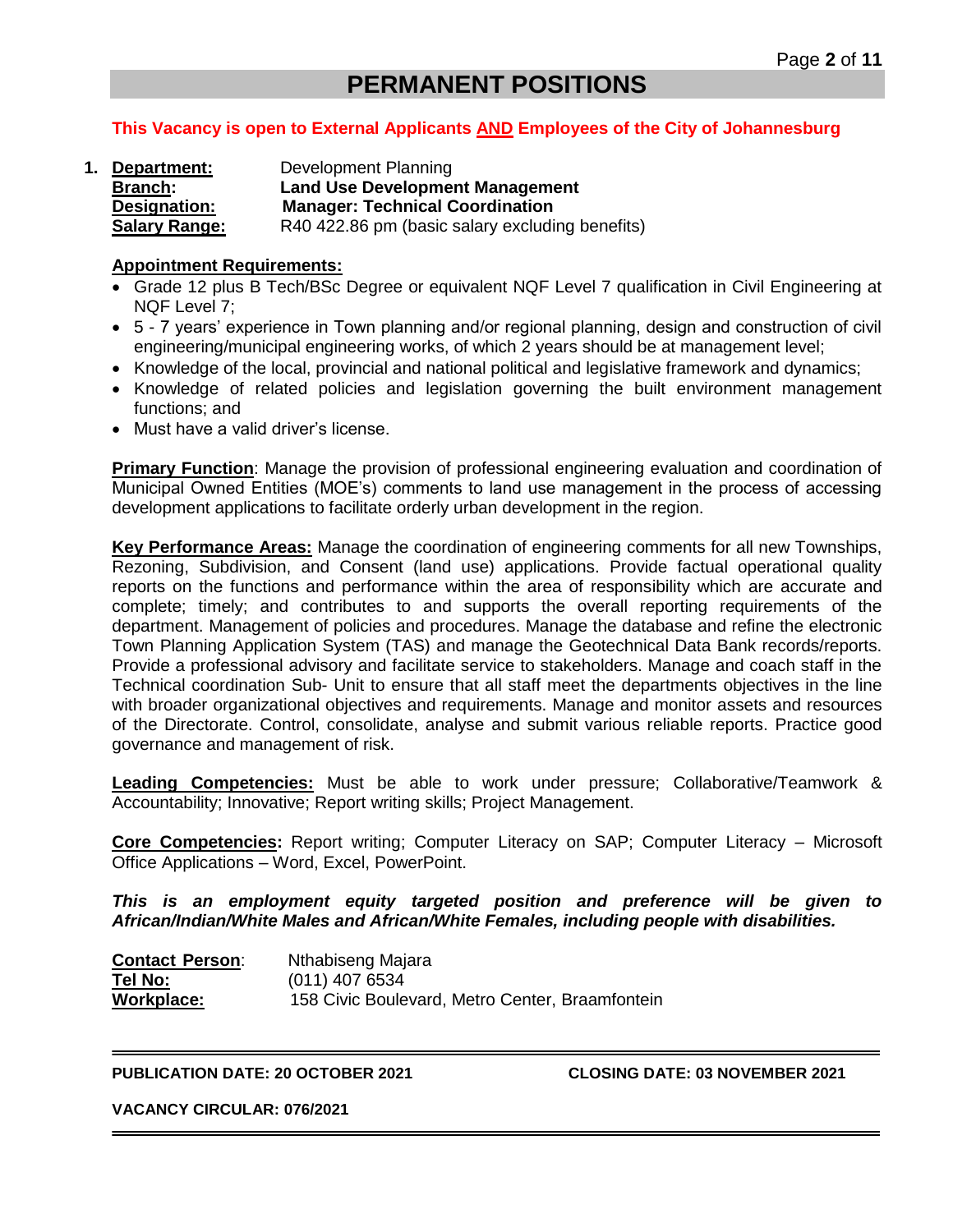# PERMANENT POSITIONS

**This Vacancy is open to External Applicants AND Employees of the City of Johannesburg**

1. **Department:** Development Planning
   **Branch:** **Land Use Development Management**
   **Designation:** **Manager: Technical Coordination**
   **Salary Range:** R40 422.86 pm (basic salary excluding benefits)

**Appointment Requirements:**

- Grade 12 plus B Tech/BSc Degree or equivalent NQF Level 7 qualification in Civil Engineering at NQF Level 7;
- 5 - 7 years' experience in Town planning and/or regional planning, design and construction of civil engineering/municipal engineering works, of which 2 years should be at management level;
- Knowledge of the local, provincial and national political and legislative framework and dynamics;
- Knowledge of related policies and legislation governing the built environment management functions; and
- Must have a valid driver's license.

**Primary Function**: Manage the provision of professional engineering evaluation and coordination of Municipal Owned Entities (MOE's) comments to land use management in the process of accessing development applications to facilitate orderly urban development in the region.

**Key Performance Areas:** Manage the coordination of engineering comments for all new Townships, Rezoning, Subdivision, and Consent (land use) applications. Provide factual operational quality reports on the functions and performance within the area of responsibility which are accurate and complete; timely; and contributes to and supports the overall reporting requirements of the department. Management of policies and procedures. Manage the database and refine the electronic Town Planning Application System (TAS) and manage the Geotechnical Data Bank records/reports. Provide a professional advisory and facilitate service to stakeholders. Manage and coach staff in the Technical coordination Sub- Unit to ensure that all staff meet the departments objectives in the line with broader organizational objectives and requirements. Manage and monitor assets and resources of the Directorate. Control, consolidate, analyse and submit various reliable reports. Practice good governance and management of risk.

**Leading Competencies:** Must be able to work under pressure; Collaborative/Teamwork & Accountability; Innovative; Report writing skills; Project Management.

**Core Competencies:** Report writing; Computer Literacy on SAP; Computer Literacy – Microsoft Office Applications – Word, Excel, PowerPoint.

***This is an employment equity targeted position and preference will be given to African/Indian/White Males and African/White Females, including people with disabilities.***

**Contact Person**: Nthabiseng Majara
**Tel No:** (011) 407 6534
**Workplace:** 158 Civic Boulevard, Metro Center, Braamfontein

---

**PUBLICATION DATE: 20 OCTOBER 2021** **CLOSING DATE: 03 NOVEMBER 2021**

**VACANCY CIRCULAR: 076/2021**

---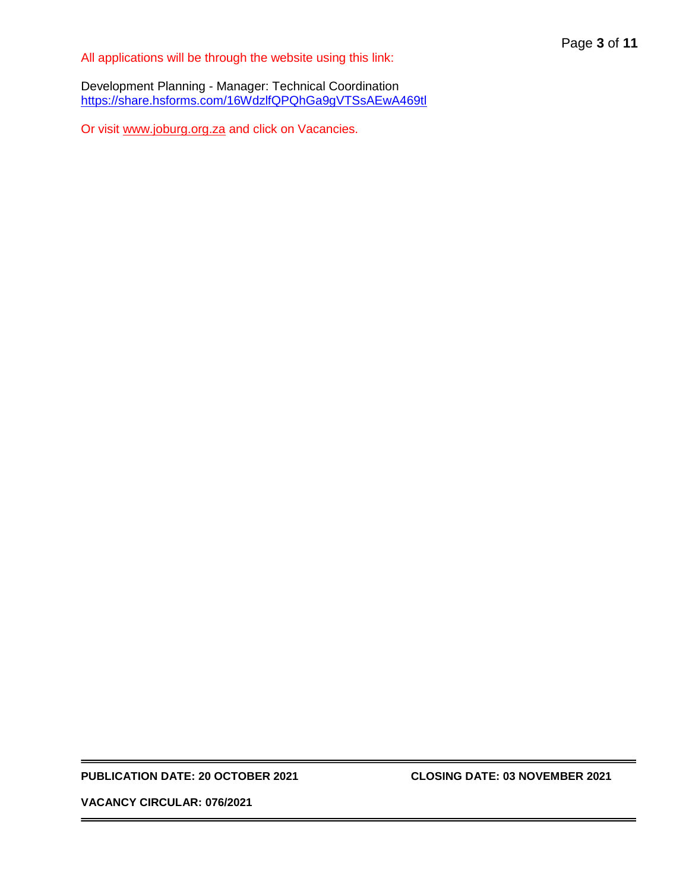All applications will be through the website using this link:

Development Planning - Manager: Technical Coordination
https://share.hsforms.com/16WdzlfQPQhGa9gVTSsAEwA469tl

Or visit www.joburg.org.za and click on Vacancies.

---

**PUBLICATION DATE: 20 OCTOBER 2021** **CLOSING DATE: 03 NOVEMBER 2021**

**VACANCY CIRCULAR: 076/2021**

---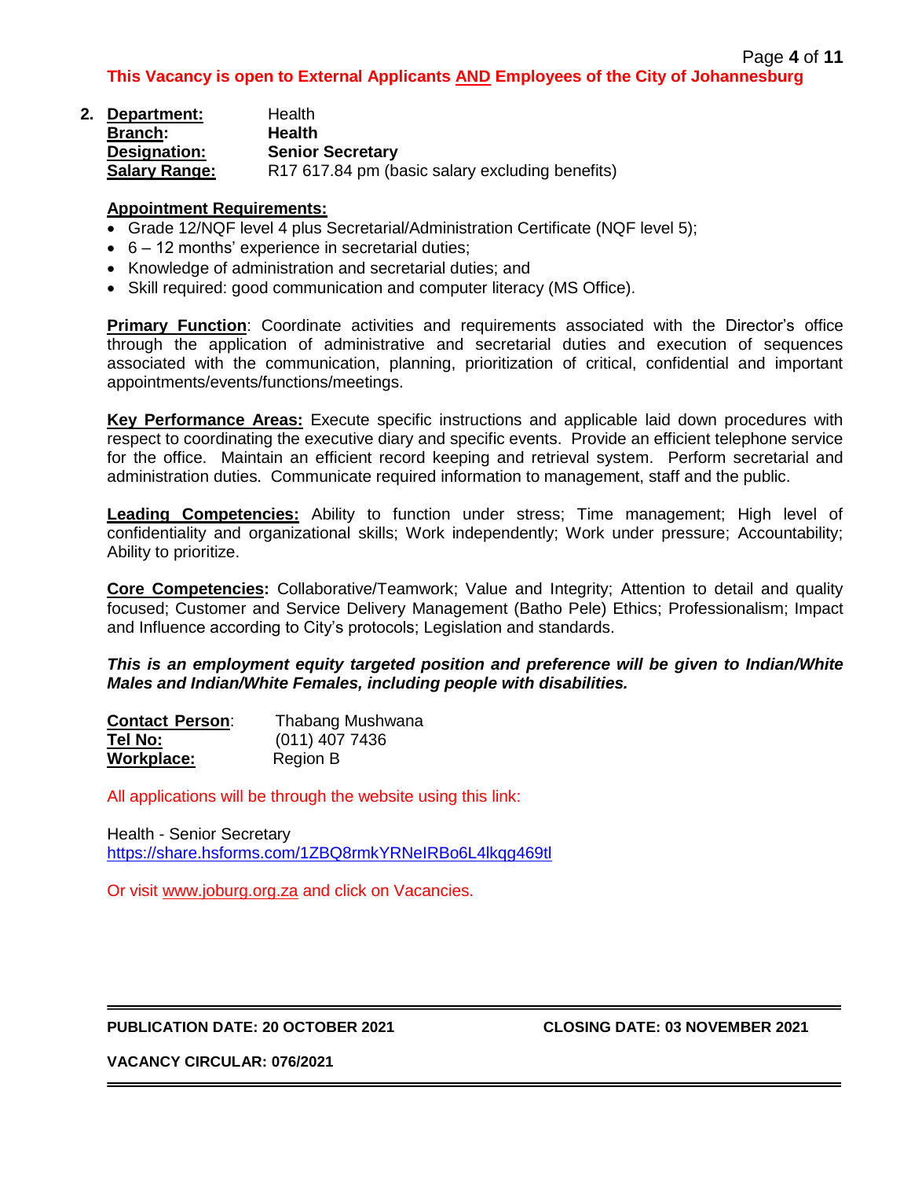**This Vacancy is open to External Applicants <u>AND</u> Employees of the City of Johannesburg**

2. **<u>Department:</u>** Health
   **<u>Branch:</u>** **Health**
   **<u>Designation:</u>** **Senior Secretary**
   **<u>Salary Range:</u>** R17 617.84 pm (basic salary excluding benefits)

**<u>Appointment Requirements:</u>**

- Grade 12/NQF level 4 plus Secretarial/Administration Certificate (NQF level 5);
- 6 – 12 months' experience in secretarial duties;
- Knowledge of administration and secretarial duties; and
- Skill required: good communication and computer literacy (MS Office).

**<u>Primary Function</u>**: Coordinate activities and requirements associated with the Director's office through the application of administrative and secretarial duties and execution of sequences associated with the communication, planning, prioritization of critical, confidential and important appointments/events/functions/meetings.

**<u>Key Performance Areas:</u>** Execute specific instructions and applicable laid down procedures with respect to coordinating the executive diary and specific events. Provide an efficient telephone service for the office. Maintain an efficient record keeping and retrieval system. Perform secretarial and administration duties. Communicate required information to management, staff and the public.

**<u>Leading Competencies:</u>** Ability to function under stress; Time management; High level of confidentiality and organizational skills; Work independently; Work under pressure; Accountability; Ability to prioritize.

**<u>Core Competencies</u>:** Collaborative/Teamwork; Value and Integrity; Attention to detail and quality focused; Customer and Service Delivery Management (Batho Pele) Ethics; Professionalism; Impact and Influence according to City's protocols; Legislation and standards.

***This is an employment equity targeted position and preference will be given to Indian/White Males and Indian/White Females, including people with disabilities.***

**<u>Contact Person</u>**: Thabang Mushwana
**<u>Tel No:</u>** (011) 407 7436
**<u>Workplace:</u>** Region B

All applications will be through the website using this link:

Health - Senior Secretary
https://share.hsforms.com/1ZBQ8rmkYRNeIRBo6L4lkqg469tl

Or visit www.joburg.org.za and click on Vacancies.

**PUBLICATION DATE: 20 OCTOBER 2021** **CLOSING DATE: 03 NOVEMBER 2021**

**VACANCY CIRCULAR: 076/2021**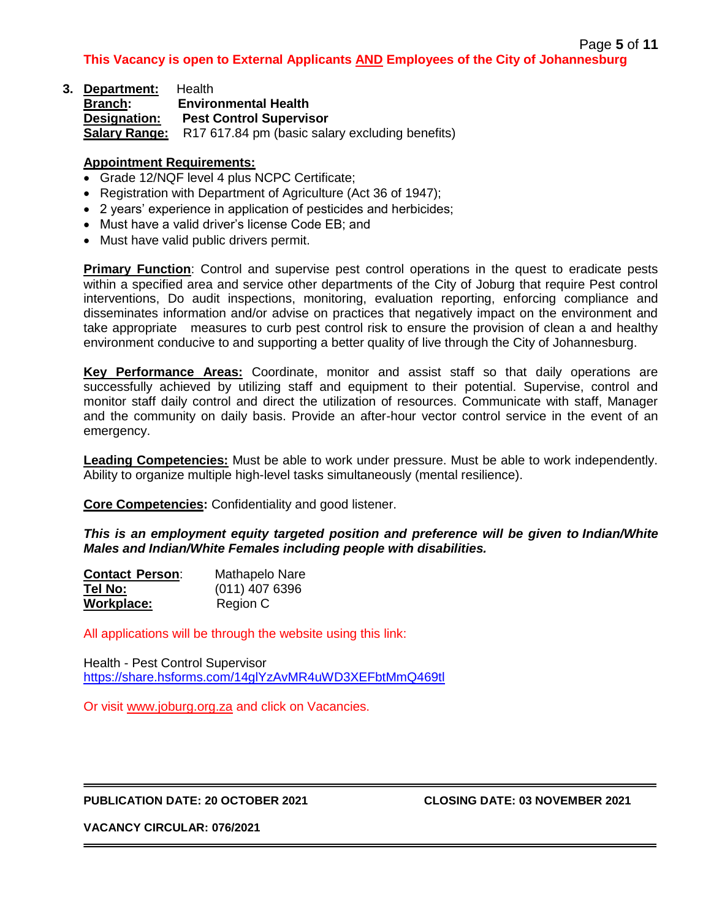**This Vacancy is open to External Applicants <u>AND</u> Employees of the City of Johannesburg**

3. **<u>Department:</u>** Health
   **<u>Branch</u>:** **Environmental Health**
   **<u>Designation:</u>** **Pest Control Supervisor**
   **<u>Salary Range:</u>** R17 617.84 pm (basic salary excluding benefits)

**<u>Appointment Requirements:</u>**

- Grade 12/NQF level 4 plus NCPC Certificate;
- Registration with Department of Agriculture (Act 36 of 1947);
- 2 years' experience in application of pesticides and herbicides;
- Must have a valid driver's license Code EB; and
- Must have valid public drivers permit.

**<u>Primary Function</u>**: Control and supervise pest control operations in the quest to eradicate pests within a specified area and service other departments of the City of Joburg that require Pest control interventions, Do audit inspections, monitoring, evaluation reporting, enforcing compliance and disseminates information and/or advise on practices that negatively impact on the environment and take appropriate measures to curb pest control risk to ensure the provision of clean a and healthy environment conducive to and supporting a better quality of live through the City of Johannesburg.

**<u>Key Performance Areas:</u>** Coordinate, monitor and assist staff so that daily operations are successfully achieved by utilizing staff and equipment to their potential. Supervise, control and monitor staff daily control and direct the utilization of resources. Communicate with staff, Manager and the community on daily basis. Provide an after-hour vector control service in the event of an emergency.

**<u>Leading Competencies:</u>** Must be able to work under pressure. Must be able to work independently. Ability to organize multiple high-level tasks simultaneously (mental resilience).

**<u>Core Competencies</u>:** Confidentiality and good listener.

***This is an employment equity targeted position and preference will be given to Indian/White Males and Indian/White Females including people with disabilities.***

**<u>Contact Person</u>**: Mathapelo Nare
**<u>Tel No:</u>** (011) 407 6396
**<u>Workplace:</u>** Region C

All applications will be through the website using this link:

Health - Pest Control Supervisor
https://share.hsforms.com/14glYzAvMR4uWD3XEFbtMmQ469tl

Or visit www.joburg.org.za and click on Vacancies.

**PUBLICATION DATE: 20 OCTOBER 2021** **CLOSING DATE: 03 NOVEMBER 2021**

**VACANCY CIRCULAR: 076/2021**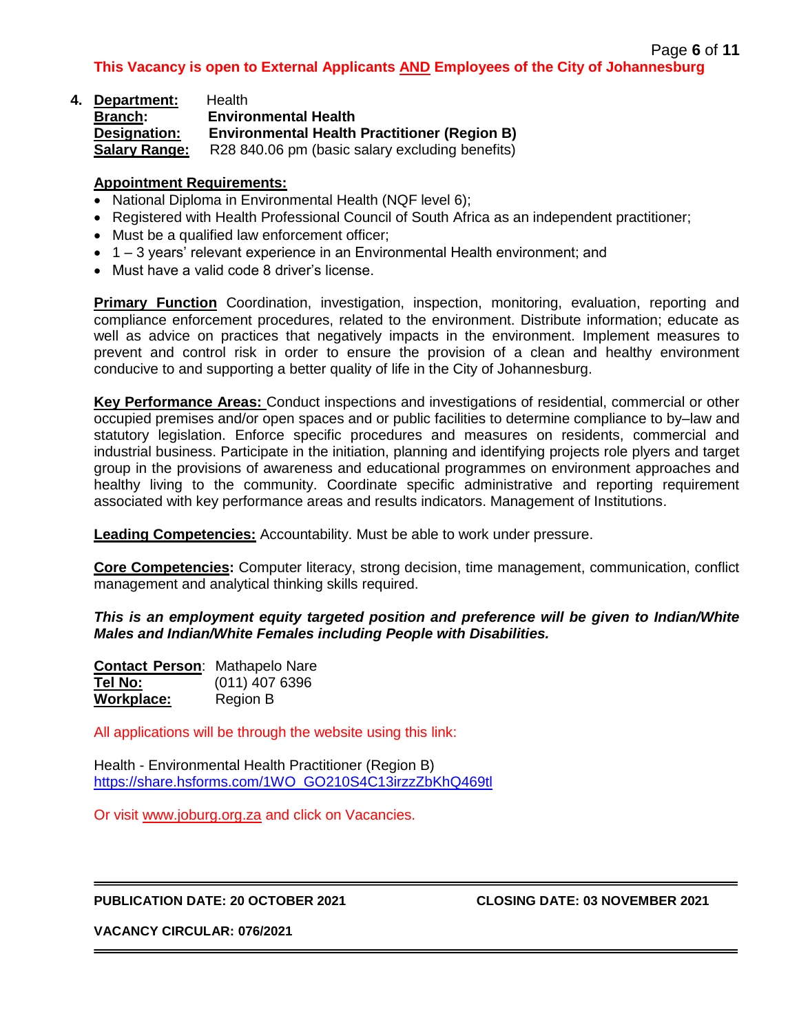**This Vacancy is open to External Applicants AND Employees of the City of Johannesburg**

4. **Department:** Health
   **Branch:** **Environmental Health**
   **Designation:** **Environmental Health Practitioner (Region B)**
   **Salary Range:** R28 840.06 pm (basic salary excluding benefits)

**Appointment Requirements:**

- National Diploma in Environmental Health (NQF level 6);
- Registered with Health Professional Council of South Africa as an independent practitioner;
- Must be a qualified law enforcement officer;
- 1 – 3 years' relevant experience in an Environmental Health environment; and
- Must have a valid code 8 driver's license.

**Primary Function** Coordination, investigation, inspection, monitoring, evaluation, reporting and compliance enforcement procedures, related to the environment. Distribute information; educate as well as advice on practices that negatively impacts in the environment. Implement measures to prevent and control risk in order to ensure the provision of a clean and healthy environment conducive to and supporting a better quality of life in the City of Johannesburg.

**Key Performance Areas:** Conduct inspections and investigations of residential, commercial or other occupied premises and/or open spaces and or public facilities to determine compliance to by–law and statutory legislation. Enforce specific procedures and measures on residents, commercial and industrial business. Participate in the initiation, planning and identifying projects role plyers and target group in the provisions of awareness and educational programmes on environment approaches and healthy living to the community. Coordinate specific administrative and reporting requirement associated with key performance areas and results indicators. Management of Institutions.

**Leading Competencies:** Accountability. Must be able to work under pressure.

**Core Competencies:** Computer literacy, strong decision, time management, communication, conflict management and analytical thinking skills required.

***This is an employment equity targeted position and preference will be given to Indian/White Males and Indian/White Females including People with Disabilities.***

**Contact Person**: Mathapelo Nare
**Tel No:** (011) 407 6396
**Workplace:** Region B

All applications will be through the website using this link:

Health - Environmental Health Practitioner (Region B)
https://share.hsforms.com/1WO_GO210S4C13irzzZbKhQ469tl

Or visit www.joburg.org.za and click on Vacancies.

**PUBLICATION DATE: 20 OCTOBER 2021** **CLOSING DATE: 03 NOVEMBER 2021**

**VACANCY CIRCULAR: 076/2021**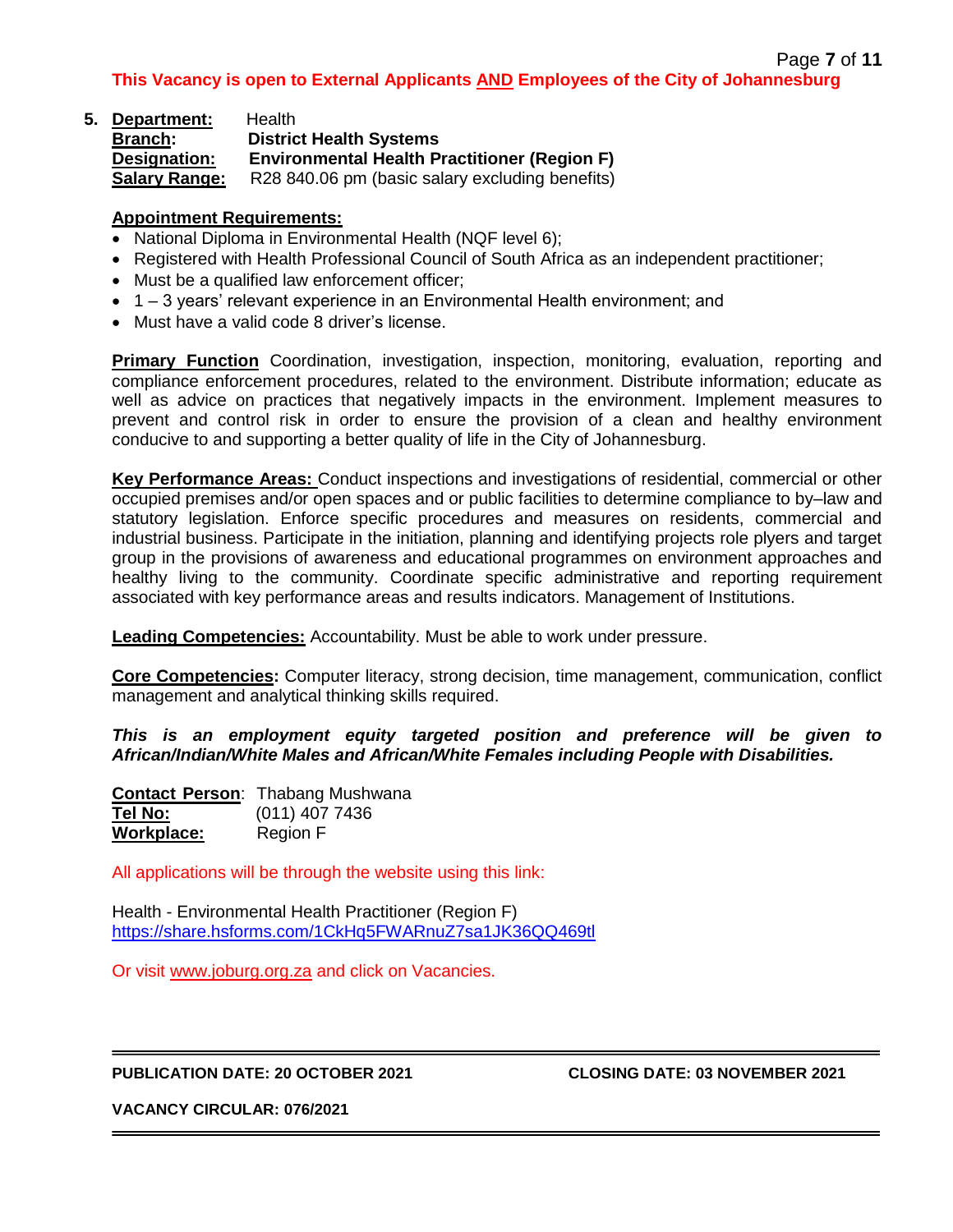**This Vacancy is open to External Applicants AND Employees of the City of Johannesburg**

5. **Department:** Health
   **Branch:** **District Health Systems**
   **Designation:** **Environmental Health Practitioner (Region F)**
   **Salary Range:** R28 840.06 pm (basic salary excluding benefits)

**Appointment Requirements:**

- National Diploma in Environmental Health (NQF level 6);
- Registered with Health Professional Council of South Africa as an independent practitioner;
- Must be a qualified law enforcement officer;
- 1 – 3 years' relevant experience in an Environmental Health environment; and
- Must have a valid code 8 driver's license.

**Primary Function** Coordination, investigation, inspection, monitoring, evaluation, reporting and compliance enforcement procedures, related to the environment. Distribute information; educate as well as advice on practices that negatively impacts in the environment. Implement measures to prevent and control risk in order to ensure the provision of a clean and healthy environment conducive to and supporting a better quality of life in the City of Johannesburg.

**Key Performance Areas:** Conduct inspections and investigations of residential, commercial or other occupied premises and/or open spaces and or public facilities to determine compliance to by–law and statutory legislation. Enforce specific procedures and measures on residents, commercial and industrial business. Participate in the initiation, planning and identifying projects role plyers and target group in the provisions of awareness and educational programmes on environment approaches and healthy living to the community. Coordinate specific administrative and reporting requirement associated with key performance areas and results indicators. Management of Institutions.

**Leading Competencies:** Accountability. Must be able to work under pressure.

**Core Competencies:** Computer literacy, strong decision, time management, communication, conflict management and analytical thinking skills required.

***This is an employment equity targeted position and preference will be given to African/Indian/White Males and African/White Females including People with Disabilities.***

**Contact Person**: Thabang Mushwana
**Tel No:** (011) 407 7436
**Workplace:** Region F

All applications will be through the website using this link:

Health - Environmental Health Practitioner (Region F)
https://share.hsforms.com/1CkHq5FWARnuZ7sa1JK36QQ469tl

Or visit www.joburg.org.za and click on Vacancies.

**PUBLICATION DATE: 20 OCTOBER 2021** **CLOSING DATE: 03 NOVEMBER 2021**

**VACANCY CIRCULAR: 076/2021**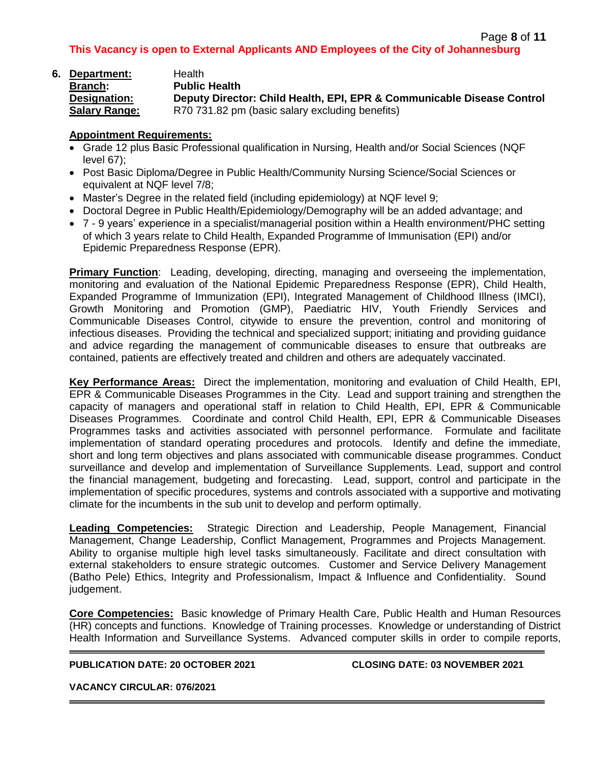**This Vacancy is open to External Applicants AND Employees of the City of Johannesburg**

6. **Department:** Health
**Branch:** **Public Health**
**Designation:** **Deputy Director: Child Health, EPI, EPR & Communicable Disease Control**
**Salary Range:** R70 731.82 pm (basic salary excluding benefits)

**Appointment Requirements:**

- Grade 12 plus Basic Professional qualification in Nursing, Health and/or Social Sciences (NQF level 67);
- Post Basic Diploma/Degree in Public Health/Community Nursing Science/Social Sciences or equivalent at NQF level 7/8;
- Master's Degree in the related field (including epidemiology) at NQF level 9;
- Doctoral Degree in Public Health/Epidemiology/Demography will be an added advantage; and
- 7 - 9 years' experience in a specialist/managerial position within a Health environment/PHC setting of which 3 years relate to Child Health, Expanded Programme of Immunisation (EPI) and/or Epidemic Preparedness Response (EPR).

**Primary Function**: Leading, developing, directing, managing and overseeing the implementation, monitoring and evaluation of the National Epidemic Preparedness Response (EPR), Child Health, Expanded Programme of Immunization (EPI), Integrated Management of Childhood Illness (IMCI), Growth Monitoring and Promotion (GMP), Paediatric HIV, Youth Friendly Services and Communicable Diseases Control, citywide to ensure the prevention, control and monitoring of infectious diseases. Providing the technical and specialized support; initiating and providing guidance and advice regarding the management of communicable diseases to ensure that outbreaks are contained, patients are effectively treated and children and others are adequately vaccinated.

**Key Performance Areas:** Direct the implementation, monitoring and evaluation of Child Health, EPI, EPR & Communicable Diseases Programmes in the City. Lead and support training and strengthen the capacity of managers and operational staff in relation to Child Health, EPI, EPR & Communicable Diseases Programmes. Coordinate and control Child Health, EPI, EPR & Communicable Diseases Programmes tasks and activities associated with personnel performance. Formulate and facilitate implementation of standard operating procedures and protocols. Identify and define the immediate, short and long term objectives and plans associated with communicable disease programmes. Conduct surveillance and develop and implementation of Surveillance Supplements. Lead, support and control the financial management, budgeting and forecasting. Lead, support, control and participate in the implementation of specific procedures, systems and controls associated with a supportive and motivating climate for the incumbents in the sub unit to develop and perform optimally.

**Leading Competencies:** Strategic Direction and Leadership, People Management, Financial Management, Change Leadership, Conflict Management, Programmes and Projects Management. Ability to organise multiple high level tasks simultaneously. Facilitate and direct consultation with external stakeholders to ensure strategic outcomes. Customer and Service Delivery Management (Batho Pele) Ethics, Integrity and Professionalism, Impact & Influence and Confidentiality. Sound judgement.

**Core Competencies:** Basic knowledge of Primary Health Care, Public Health and Human Resources (HR) concepts and functions. Knowledge of Training processes. Knowledge or understanding of District Health Information and Surveillance Systems. Advanced computer skills in order to compile reports,

**PUBLICATION DATE: 20 OCTOBER 2021** **CLOSING DATE: 03 NOVEMBER 2021**

**VACANCY CIRCULAR: 076/2021**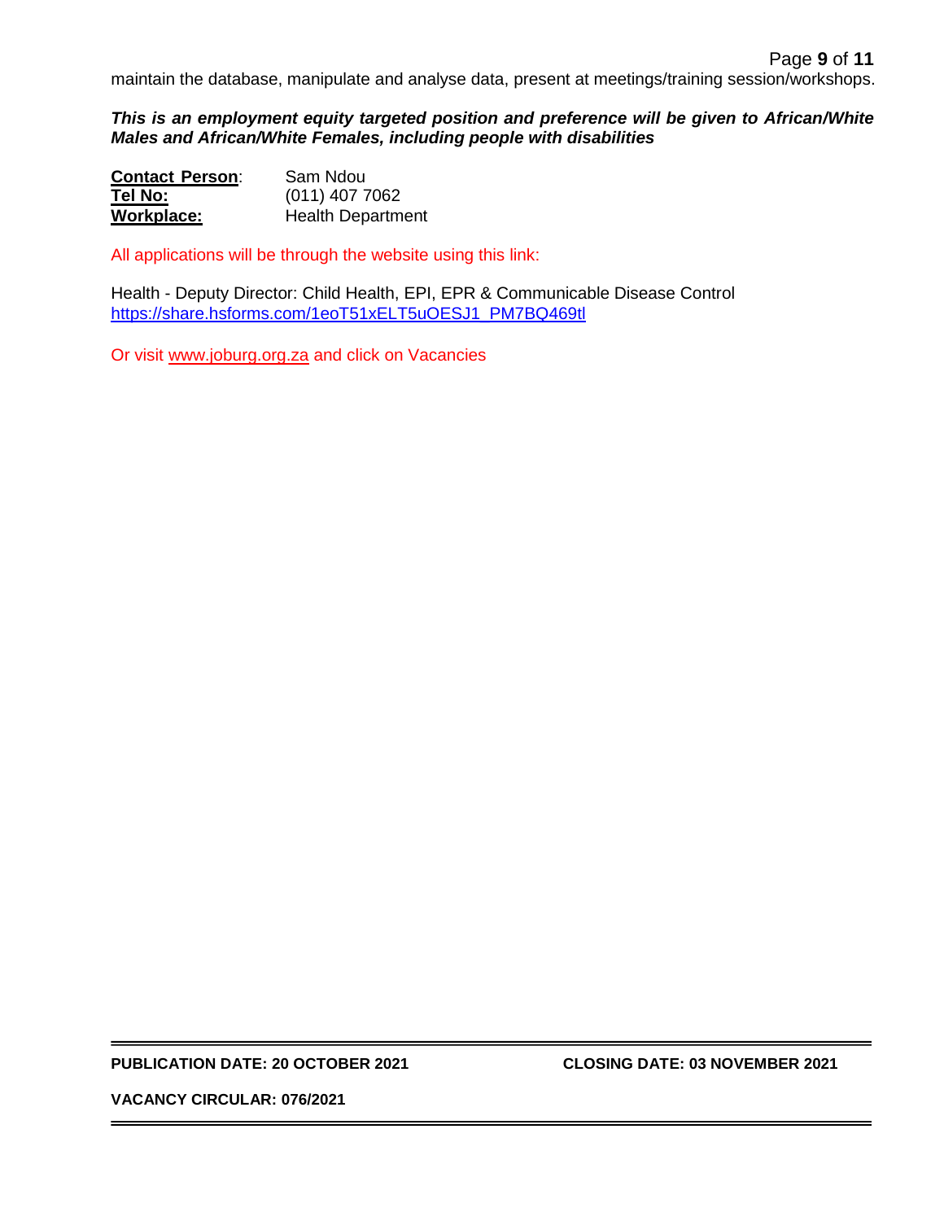maintain the database, manipulate and analyse data, present at meetings/training session/workshops.

***This is an employment equity targeted position and preference will be given to African/White Males and African/White Females, including people with disabilities***

**Contact Person**: Sam Ndou
**Tel No:** (011) 407 7062
**Workplace:** Health Department

All applications will be through the website using this link:

Health - Deputy Director: Child Health, EPI, EPR & Communicable Disease Control
https://share.hsforms.com/1eoT51xELT5uOESJ1_PM7BQ469tl

Or visit www.joburg.org.za and click on Vacancies

---

**PUBLICATION DATE: 20 OCTOBER 2021** **CLOSING DATE: 03 NOVEMBER 2021**

**VACANCY CIRCULAR: 076/2021**

---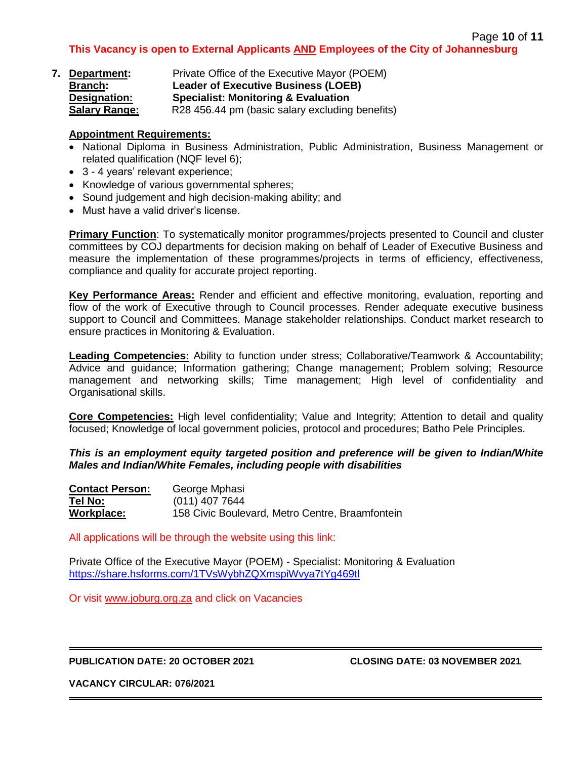**This Vacancy is open to External Applicants AND Employees of the City of Johannesburg**

7. **Department:** Private Office of the Executive Mayor (POEM)
   **Branch:** **Leader of Executive Business (LOEB)**
   **Designation:** **Specialist: Monitoring & Evaluation**
   **Salary Range:** R28 456.44 pm (basic salary excluding benefits)

**Appointment Requirements:**

- National Diploma in Business Administration, Public Administration, Business Management or related qualification (NQF level 6);
- 3 - 4 years' relevant experience;
- Knowledge of various governmental spheres;
- Sound judgement and high decision-making ability; and
- Must have a valid driver's license.

**Primary Function**: To systematically monitor programmes/projects presented to Council and cluster committees by COJ departments for decision making on behalf of Leader of Executive Business and measure the implementation of these programmes/projects in terms of efficiency, effectiveness, compliance and quality for accurate project reporting.

**Key Performance Areas:** Render and efficient and effective monitoring, evaluation, reporting and flow of the work of Executive through to Council processes. Render adequate executive business support to Council and Committees. Manage stakeholder relationships. Conduct market research to ensure practices in Monitoring & Evaluation.

**Leading Competencies:** Ability to function under stress; Collaborative/Teamwork & Accountability; Advice and guidance; Information gathering; Change management; Problem solving; Resource management and networking skills; Time management; High level of confidentiality and Organisational skills.

**Core Competencies:** High level confidentiality; Value and Integrity; Attention to detail and quality focused; Knowledge of local government policies, protocol and procedures; Batho Pele Principles.

***This is an employment equity targeted position and preference will be given to Indian/White Males and Indian/White Females, including people with disabilities***

**Contact Person:** George Mphasi
**Tel No:** (011) 407 7644
**Workplace:** 158 Civic Boulevard, Metro Centre, Braamfontein

All applications will be through the website using this link:

Private Office of the Executive Mayor (POEM) - Specialist: Monitoring & Evaluation
https://share.hsforms.com/1TVsWybhZQXmspiWvya7tYg469tl

Or visit www.joburg.org.za and click on Vacancies

**PUBLICATION DATE: 20 OCTOBER 2021** **CLOSING DATE: 03 NOVEMBER 2021**

**VACANCY CIRCULAR: 076/2021**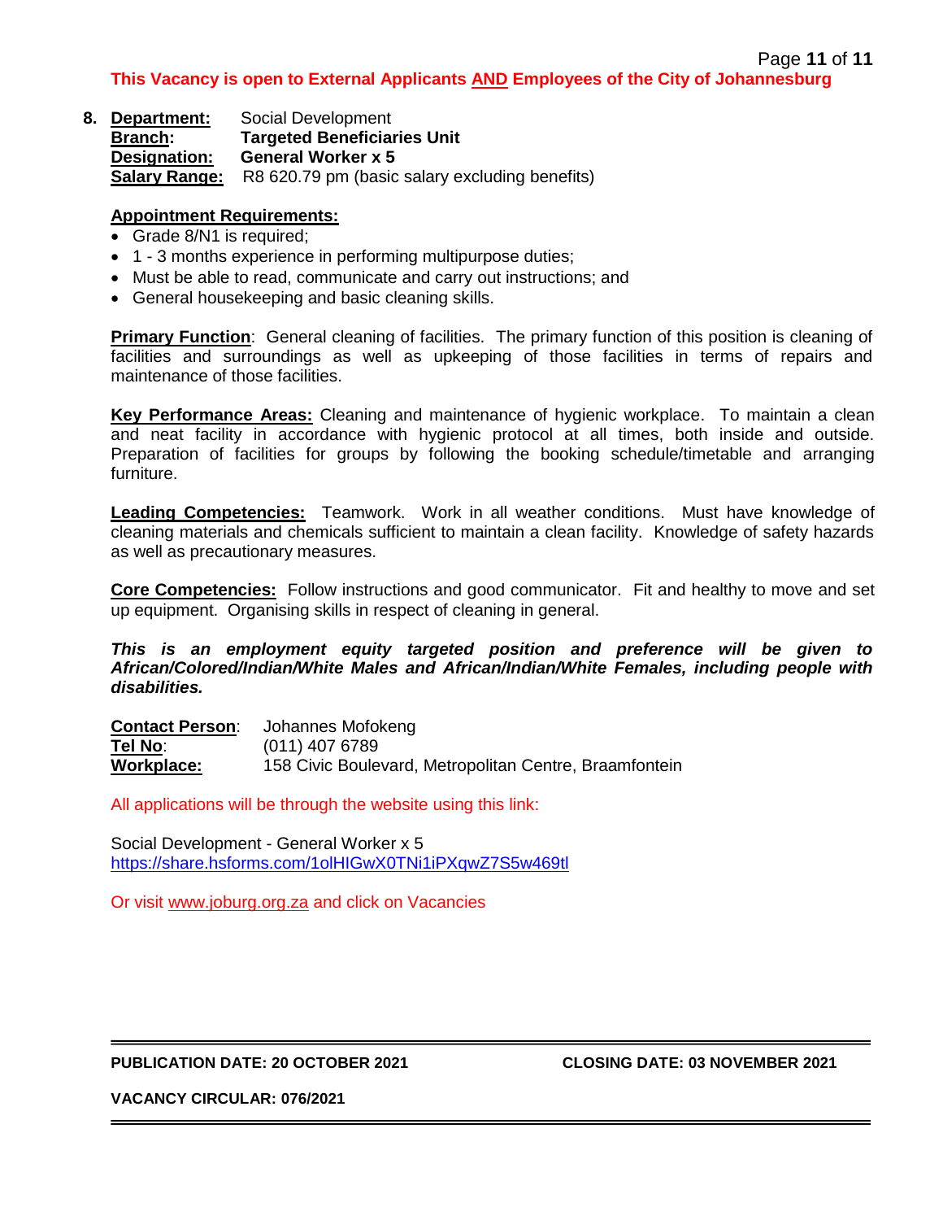**This Vacancy is open to External Applicants AND Employees of the City of Johannesburg**

8. **Department:** Social Development
   **Branch:** **Targeted Beneficiaries Unit**
   **Designation:** **General Worker x 5**
   **Salary Range:** R8 620.79 pm (basic salary excluding benefits)

**Appointment Requirements:**

- Grade 8/N1 is required;
- 1 - 3 months experience in performing multipurpose duties;
- Must be able to read, communicate and carry out instructions; and
- General housekeeping and basic cleaning skills.

**Primary Function**: General cleaning of facilities. The primary function of this position is cleaning of facilities and surroundings as well as upkeeping of those facilities in terms of repairs and maintenance of those facilities.

**Key Performance Areas:** Cleaning and maintenance of hygienic workplace. To maintain a clean and neat facility in accordance with hygienic protocol at all times, both inside and outside. Preparation of facilities for groups by following the booking schedule/timetable and arranging furniture.

**Leading Competencies:** Teamwork. Work in all weather conditions. Must have knowledge of cleaning materials and chemicals sufficient to maintain a clean facility. Knowledge of safety hazards as well as precautionary measures.

**Core Competencies:** Follow instructions and good communicator. Fit and healthy to move and set up equipment. Organising skills in respect of cleaning in general.

***This is an employment equity targeted position and preference will be given to African/Colored/Indian/White Males and African/Indian/White Females, including people with disabilities.***

**Contact Person**: Johannes Mofokeng
**Tel No**: (011) 407 6789
**Workplace:** 158 Civic Boulevard, Metropolitan Centre, Braamfontein

All applications will be through the website using this link:

Social Development - General Worker x 5
https://share.hsforms.com/1olHIGwX0TNi1iPXqwZ7S5w469tl

Or visit www.joburg.org.za and click on Vacancies

**PUBLICATION DATE: 20 OCTOBER 2021** **CLOSING DATE: 03 NOVEMBER 2021**

**VACANCY CIRCULAR: 076/2021**